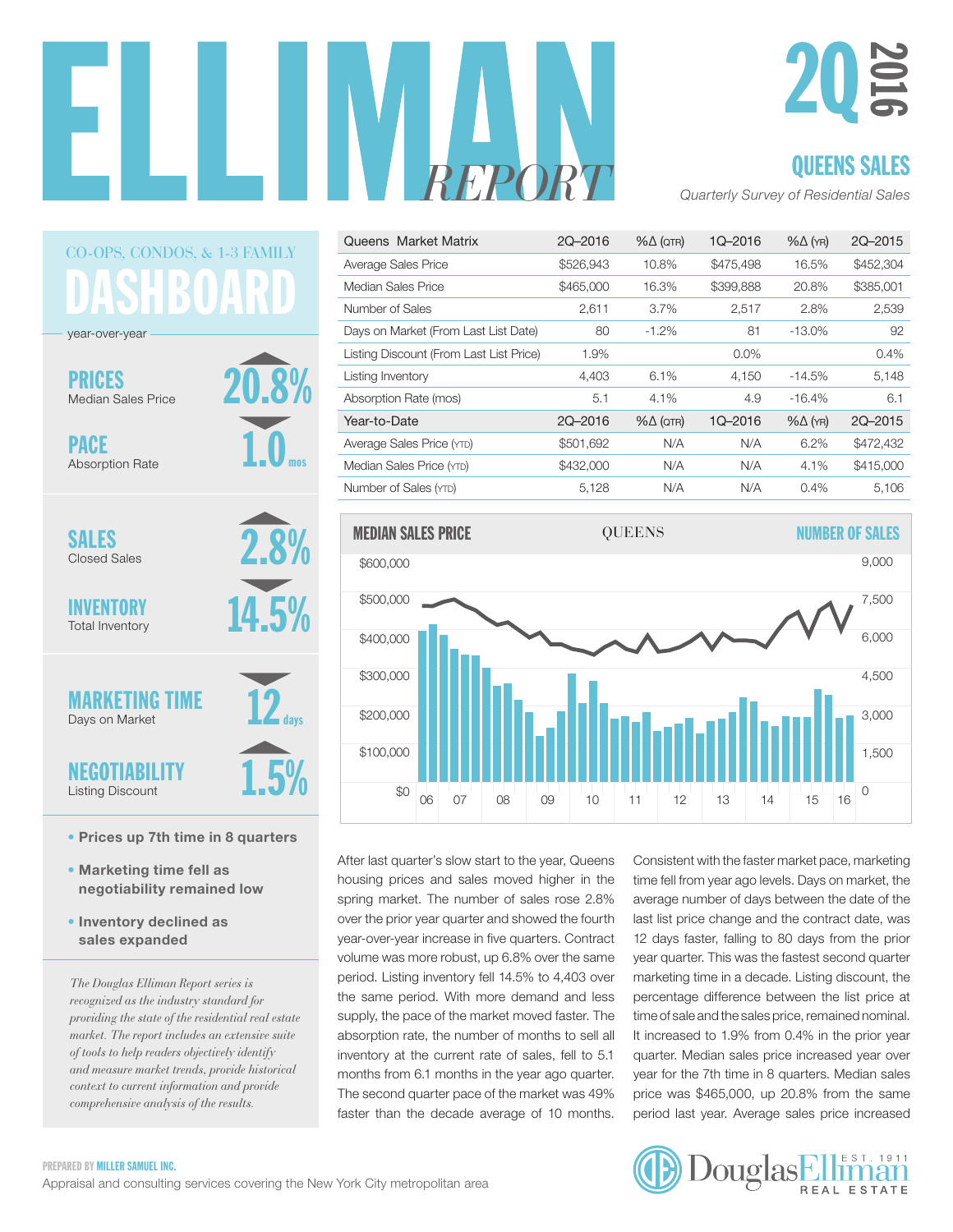# ELLIMAN REPORT

# 2Q 2016

## QUEENS SALES

*Quarterly Survey of Residential Sales*

### CO-OPS, CONDOS, & 1-3 FAMILY DASHBOARD

year-over-year

**PRICES** Median Sales Price ▲ 20.8%

**PACE** Absorption Rate ▼ 1.0 mos

**SALES** Closed Sales ▲ 2.8%

**INVENTORY** Total Inventory ▼ 14.5%

**MARKETING TIME** Days on Market ▼ 12 days

**NEGOTIABILITY** Listing Discount ▲ 1.5%

- **Prices up 7th time in 8 quarters**
- **Marketing time fell as negotiability remained low**
- **Inventory declined as sales expanded**

*The Douglas Elliman Report series is recognized as the industry standard for providing the state of the residential real estate market. The report includes an extensive suite of tools to help readers objectively identify and measure market trends, provide historical context to current information and provide comprehensive analysis of the results.*

| Queens Market Matrix | 2Q–2016 | %Δ (QTR) | 1Q–2016 | %Δ (YR) | 2Q–2015 |
|---|---|---|---|---|---|
| Average Sales Price | $526,943 | 10.8% | $475,498 | 16.5% | $452,304 |
| Median Sales Price | $465,000 | 16.3% | $399,888 | 20.8% | $385,001 |
| Number of Sales | 2,611 | 3.7% | 2,517 | 2.8% | 2,539 |
| Days on Market (From Last List Date) | 80 | -1.2% | 81 | -13.0% | 92 |
| Listing Discount (From Last List Price) | 1.9% | | 0.0% | | 0.4% |
| Listing Inventory | 4,403 | 6.1% | 4,150 | -14.5% | 5,148 |
| Absorption Rate (mos) | 5.1 | 4.1% | 4.9 | -16.4% | 6.1 |
| **Year-to-Date** | **2Q–2016** | **%Δ (QTR)** | **1Q–2016** | **%Δ (YR)** | **2Q–2015** |
| Average Sales Price (YTD) | $501,692 | N/A | N/A | 6.2% | $472,432 |
| Median Sales Price (YTD) | $432,000 | N/A | N/A | 4.1% | $415,000 |
| Number of Sales (YTD) | 5,128 | N/A | N/A | 0.4% | 5,106 |

**MEDIAN SALES PRICE** — QUEENS — **NUMBER OF SALES**

After last quarter's slow start to the year, Queens housing prices and sales moved higher in the spring market. The number of sales rose 2.8% over the prior year quarter and showed the fourth year-over-year increase in five quarters. Contract volume was more robust, up 6.8% over the same period. Listing inventory fell 14.5% to 4,403 over the same period. With more demand and less supply, the pace of the market moved faster. The absorption rate, the number of months to sell all inventory at the current rate of sales, fell to 5.1 months from 6.1 months in the year ago quarter. The second quarter pace of the market was 49% faster than the decade average of 10 months. Consistent with the faster market pace, marketing time fell from year ago levels. Days on market, the average number of days between the date of the last list price change and the contract date, was 12 days faster, falling to 80 days from the prior year quarter. This was the fastest second quarter marketing time in a decade. Listing discount, the percentage difference between the list price at time of sale and the sales price, remained nominal. It increased to 1.9% from 0.4% in the prior year quarter. Median sales price increased year over year for the 7th time in 8 quarters. Median sales price was $465,000, up 20.8% from the same period last year. Average sales price increased

PREPARED BY MILLER SAMUEL INC.
Appraisal and consulting services covering the New York City metropolitan area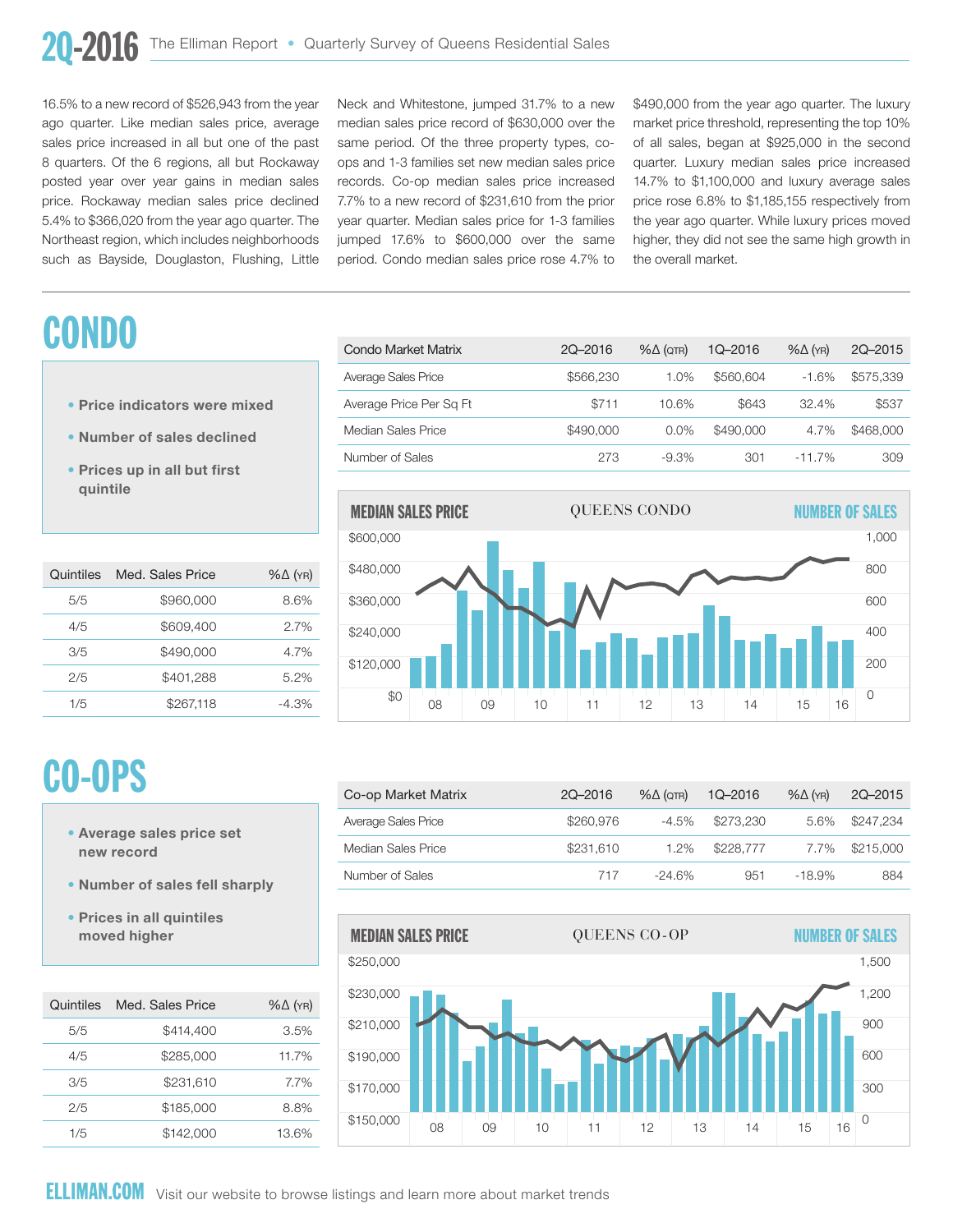16.5% to a new record of $526,943 from the year ago quarter. Like median sales price, average sales price increased in all but one of the past 8 quarters. Of the 6 regions, all but Rockaway posted year over year gains in median sales price. Rockaway median sales price declined 5.4% to $366,020 from the year ago quarter. The Northeast region, which includes neighborhoods such as Bayside, Douglaston, Flushing, Little Neck and Whitestone, jumped 31.7% to a new median sales price record of $630,000 over the same period. Of the three property types, co-ops and 1-3 families set new median sales price records. Co-op median sales price increased 7.7% to a new record of $231,610 from the prior year quarter. Median sales price for 1-3 families jumped 17.6% to $600,000 over the same period. Condo median sales price rose 4.7% to $490,000 from the year ago quarter. The luxury market price threshold, representing the top 10% of all sales, began at $925,000 in the second quarter. Luxury median sales price increased 14.7% to $1,100,000 and luxury average sales price rose 6.8% to $1,185,155 respectively from the year ago quarter. While luxury prices moved higher, they did not see the same high growth in the overall market.

# CONDO

- Price indicators were mixed
- Number of sales declined
- Prices up in all but first quintile

| Condo Market Matrix | 2Q–2016 | %Δ (QTR) | 1Q–2016 | %Δ (YR) | 2Q–2015 |
|---|---|---|---|---|---|
| Average Sales Price | $566,230 | 1.0% | $560,604 | -1.6% | $575,339 |
| Average Price Per Sq Ft | $711 | 10.6% | $643 | 32.4% | $537 |
| Median Sales Price | $490,000 | 0.0% | $490,000 | 4.7% | $468,000 |
| Number of Sales | 273 | -9.3% | 301 | -11.7% | 309 |

| Quintiles | Med. Sales Price | %Δ (YR) |
|---|---|---|
| 5/5 | $960,000 | 8.6% |
| 4/5 | $609,400 | 2.7% |
| 3/5 | $490,000 | 4.7% |
| 2/5 | $401,288 | 5.2% |
| 1/5 | $267,118 | -4.3% |

MEDIAN SALES PRICE — QUEENS CONDO — NUMBER OF SALES

# CO-OPS

- Average sales price set new record
- Number of sales fell sharply
- Prices in all quintiles moved higher

| Co-op Market Matrix | 2Q–2016 | %Δ (QTR) | 1Q–2016 | %Δ (YR) | 2Q–2015 |
|---|---|---|---|---|---|
| Average Sales Price | $260,976 | -4.5% | $273,230 | 5.6% | $247,234 |
| Median Sales Price | $231,610 | 1.2% | $228,777 | 7.7% | $215,000 |
| Number of Sales | 717 | -24.6% | 951 | -18.9% | 884 |

| Quintiles | Med. Sales Price | %Δ (YR) |
|---|---|---|
| 5/5 | $414,400 | 3.5% |
| 4/5 | $285,000 | 11.7% |
| 3/5 | $231,610 | 7.7% |
| 2/5 | $185,000 | 8.8% |
| 1/5 | $142,000 | 13.6% |

MEDIAN SALES PRICE — QUEENS CO-OP — NUMBER OF SALES

**ELLIMAN.COM** Visit our website to browse listings and learn more about market trends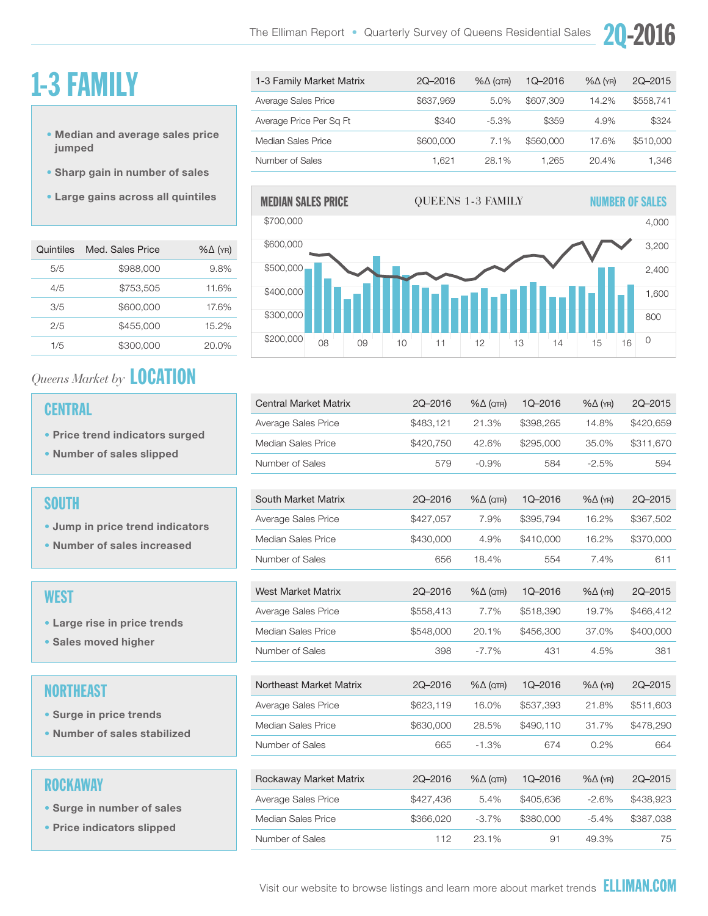# 1-3 FAMILY

- Median and average sales price jumped
- Sharp gain in number of sales
- Large gains across all quintiles

| 1-3 Family Market Matrix | 2Q–2016 | %Δ (QTR) | 1Q–2016 | %Δ (YR) | 2Q–2015 |
|---|---|---|---|---|---|
| Average Sales Price | $637,969 | 5.0% | $607,309 | 14.2% | $558,741 |
| Average Price Per Sq Ft | $340 | -5.3% | $359 | 4.9% | $324 |
| Median Sales Price | $600,000 | 7.1% | $560,000 | 17.6% | $510,000 |
| Number of Sales | 1,621 | 28.1% | 1,265 | 20.4% | 1,346 |

| Quintiles | Med. Sales Price | %Δ (YR) |
|---|---|---|
| 5/5 | $988,000 | 9.8% |
| 4/5 | $753,505 | 11.6% |
| 3/5 | $600,000 | 17.6% |
| 2/5 | $455,000 | 15.2% |
| 1/5 | $300,000 | 20.0% |

MEDIAN SALES PRICE — QUEENS 1-3 FAMILY — NUMBER OF SALES

## Queens Market by LOCATION

### CENTRAL

- Price trend indicators surged
- Number of sales slipped

| Central Market Matrix | 2Q–2016 | %Δ (QTR) | 1Q–2016 | %Δ (YR) | 2Q–2015 |
|---|---|---|---|---|---|
| Average Sales Price | $483,121 | 21.3% | $398,265 | 14.8% | $420,659 |
| Median Sales Price | $420,750 | 42.6% | $295,000 | 35.0% | $311,670 |
| Number of Sales | 579 | -0.9% | 584 | -2.5% | 594 |

### SOUTH

- Jump in price trend indicators
- Number of sales increased

| South Market Matrix | 2Q–2016 | %Δ (QTR) | 1Q–2016 | %Δ (YR) | 2Q–2015 |
|---|---|---|---|---|---|
| Average Sales Price | $427,057 | 7.9% | $395,794 | 16.2% | $367,502 |
| Median Sales Price | $430,000 | 4.9% | $410,000 | 16.2% | $370,000 |
| Number of Sales | 656 | 18.4% | 554 | 7.4% | 611 |

### WEST

- Large rise in price trends
- Sales moved higher

| West Market Matrix | 2Q–2016 | %Δ (QTR) | 1Q–2016 | %Δ (YR) | 2Q–2015 |
|---|---|---|---|---|---|
| Average Sales Price | $558,413 | 7.7% | $518,390 | 19.7% | $466,412 |
| Median Sales Price | $548,000 | 20.1% | $456,300 | 37.0% | $400,000 |
| Number of Sales | 398 | -7.7% | 431 | 4.5% | 381 |

### NORTHEAST

- Surge in price trends
- Number of sales stabilized

| Northeast Market Matrix | 2Q–2016 | %Δ (QTR) | 1Q–2016 | %Δ (YR) | 2Q–2015 |
|---|---|---|---|---|---|
| Average Sales Price | $623,119 | 16.0% | $537,393 | 21.8% | $511,603 |
| Median Sales Price | $630,000 | 28.5% | $490,110 | 31.7% | $478,290 |
| Number of Sales | 665 | -1.3% | 674 | 0.2% | 664 |

### ROCKAWAY

- Surge in number of sales
- Price indicators slipped

| Rockaway Market Matrix | 2Q–2016 | %Δ (QTR) | 1Q–2016 | %Δ (YR) | 2Q–2015 |
|---|---|---|---|---|---|
| Average Sales Price | $427,436 | 5.4% | $405,636 | -2.6% | $438,923 |
| Median Sales Price | $366,020 | -3.7% | $380,000 | -5.4% | $387,038 |
| Number of Sales | 112 | 23.1% | 91 | 49.3% | 75 |

Visit our website to browse listings and learn more about market trends ELLIMAN.COM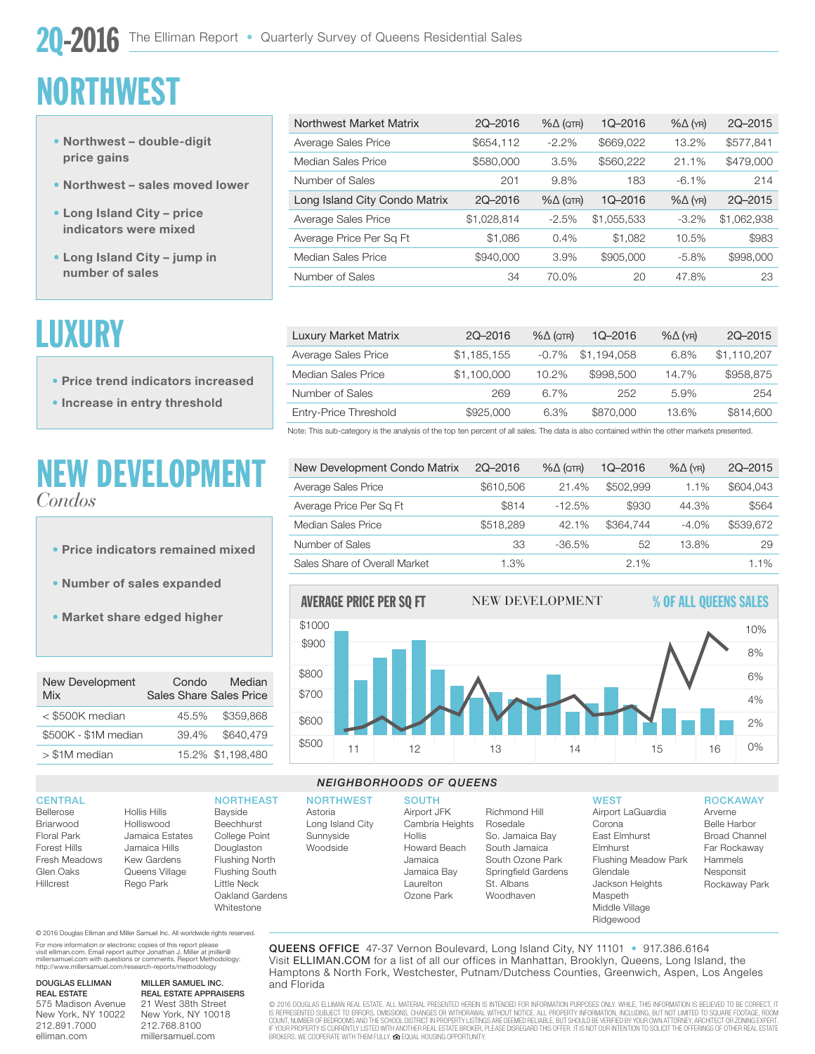# NORTHWEST

- Northwest – double-digit price gains
- Northwest – sales moved lower
- Long Island City – price indicators were mixed
- Long Island City – jump in number of sales

| Northwest Market Matrix | 2Q–2016 | %Δ (QTR) | 1Q–2016 | %Δ (YR) | 2Q–2015 |
|---|---|---|---|---|---|
| Average Sales Price | $654,112 | -2.2% | $669,022 | 13.2% | $577,841 |
| Median Sales Price | $580,000 | 3.5% | $560,222 | 21.1% | $479,000 |
| Number of Sales | 201 | 9.8% | 183 | -6.1% | 214 |
| **Long Island City Condo Matrix** | **2Q–2016** | **%Δ (QTR)** | **1Q–2016** | **%Δ (YR)** | **2Q–2015** |
| Average Sales Price | $1,028,814 | -2.5% | $1,055,533 | -3.2% | $1,062,938 |
| Average Price Per Sq Ft | $1,086 | 0.4% | $1,082 | 10.5% | $983 |
| Median Sales Price | $940,000 | 3.9% | $905,000 | -5.8% | $998,000 |
| Number of Sales | 34 | 70.0% | 20 | 47.8% | 23 |

# LUXURY

- Price trend indicators increased
- Increase in entry threshold

| Luxury Market Matrix | 2Q–2016 | %Δ (QTR) | 1Q–2016 | %Δ (YR) | 2Q–2015 |
|---|---|---|---|---|---|
| Average Sales Price | $1,185,155 | -0.7% | $1,194,058 | 6.8% | $1,110,207 |
| Median Sales Price | $1,100,000 | 10.2% | $998,500 | 14.7% | $958,875 |
| Number of Sales | 269 | 6.7% | 252 | 5.9% | 254 |
| Entry-Price Threshold | $925,000 | 6.3% | $870,000 | 13.6% | $814,600 |

Note: This sub-category is the analysis of the top ten percent of all sales. The data is also contained within the other markets presented.

# NEW DEVELOPMENT

*Condos*

- Price indicators remained mixed
- Number of sales expanded
- Market share edged higher

| New Development Condo Matrix | 2Q–2016 | %Δ (QTR) | 1Q–2016 | %Δ (YR) | 2Q–2015 |
|---|---|---|---|---|---|
| Average Sales Price | $610,506 | 21.4% | $502,999 | 1.1% | $604,043 |
| Average Price Per Sq Ft | $814 | -12.5% | $930 | 44.3% | $564 |
| Median Sales Price | $518,289 | 42.1% | $364,744 | -4.0% | $539,672 |
| Number of Sales | 33 | -36.5% | 52 | 13.8% | 29 |
| Sales Share of Overall Market | 1.3% | | 2.1% | | 1.1% |

| New Development Mix | Condo Sales Share | Median Sales Price |
|---|---|---|
| < $500K median | 45.5% | $359,868 |
| $500K - $1M median | 39.4% | $640,479 |
| > $1M median | 15.2% | $1,198,480 |

AVERAGE PRICE PER SQ FT
NEW DEVELOPMENT
% OF ALL QUEENS SALES

$1000
$900
$800
$700
$600
$500

10%
8%
6%
4%
2%
0%

11 12 13 14 15 16

## NEIGHBORHOODS OF QUEENS

**CENTRAL**
Bellerose
Briarwood
Floral Park
Forest Hills
Fresh Meadows
Glen Oaks
Hillcrest
Hollis Hills
Holliswood
Jamaica Estates
Jamaica Hills
Kew Gardens
Queens Village
Rego Park

**NORTHEAST**
Bayside
Beechhurst
College Point
Douglaston
Flushing North
Flushing South
Little Neck
Oakland Gardens
Whitestone

**NORTHWEST**
Astoria
Long Island City
Sunnyside
Woodside

**SOUTH**
Airport JFK
Cambria Heights
Hollis
Howard Beach
Jamaica
Jamaica Bay
Laurelton
Ozone Park
Richmond Hill
Rosedale
So. Jamaica Bay
South Jamaica
South Ozone Park
Springfield Gardens
St. Albans
Woodhaven

**WEST**
Airport LaGuardia
Corona
East Elmhurst
Elmhurst
Flushing Meadow Park
Glendale
Jackson Heights
Maspeth
Middle Village
Ridgewood

**ROCKAWAY**
Arverne
Belle Harbor
Broad Channel
Far Rockaway
Hammels
Nesponsit
Rockaway Park

© 2016 Douglas Elliman and Miller Samuel Inc. All worldwide rights reserved.

For more information or electronic copies of this report please visit elliman.com. Email report author Jonathan J. Miller at jmiller@millersamuel.com with questions or comments. Report Methodology: http://www.millersamuel.com/research-reports/methodology

**DOUGLAS ELLIMAN REAL ESTATE**
575 Madison Avenue
New York, NY 10022
212.891.7000
elliman.com

**MILLER SAMUEL INC. REAL ESTATE APPRAISERS**
21 West 38th Street
New York, NY 10018
212.768.8100
millersamuel.com

**QUEENS OFFICE** 47-37 Vernon Boulevard, Long Island City, NY 11101 • 917.386.6164
Visit **ELLIMAN.COM** for a list of all our offices in Manhattan, Brooklyn, Queens, Long Island, the Hamptons & North Fork, Westchester, Putnam/Dutchess Counties, Greenwich, Aspen, Los Angeles and Florida

© 2016 DOUGLAS ELLIMAN REAL ESTATE. ALL MATERIAL PRESENTED HEREIN IS INTENDED FOR INFORMATION PURPOSES ONLY. WHILE, THIS INFORMATION IS BELIEVED TO BE CORRECT, IT IS REPRESENTED SUBJECT TO ERRORS, OMISSIONS, CHANGES OR WITHDRAWAL WITHOUT NOTICE. ALL PROPERTY INFORMATION, INCLUDING, BUT NOT LIMITED TO SQUARE FOOTAGE, ROOM COUNT, NUMBER OF BEDROOMS AND THE SCHOOL DISTRICT IN PROPERTY LISTINGS ARE DEEMED RELIABLE, BUT SHOULD BE VERIFIED BY YOUR OWN ATTORNEY, ARCHITECT OR ZONING EXPERT. IF YOUR PROPERTY IS CURRENTLY LISTED WITH ANOTHER REAL ESTATE BROKER, PLEASE DISREGARD THIS OFFER. IT IS NOT OUR INTENTION TO SOLICIT THE OFFERINGS OF OTHER REAL ESTATE BROKERS. WE COOPERATE WITH THEM FULLY. EQUAL HOUSING OPPORTUNITY.